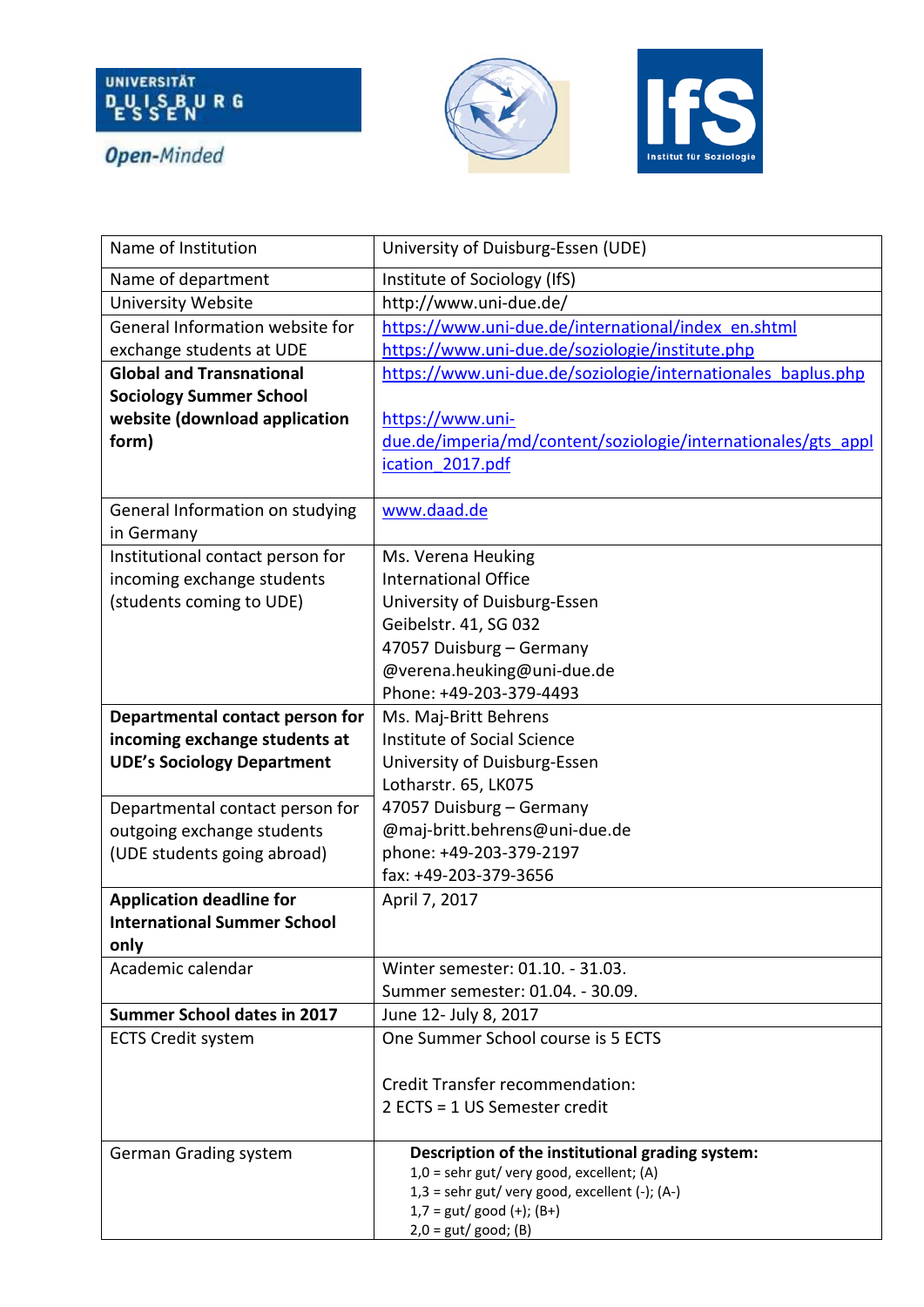UNIVERSITÄT DUISBURG ESSEN

*Open-Minded*

IfS Institut für Soziologie

| Name of Institution | University of Duisburg-Essen (UDE) |
|---|---|
| Name of department | Institute of Sociology (IfS) |
| University Website | http://www.uni-due.de/ |
| General Information website for exchange students at UDE | https://www.uni-due.de/international/index_en.shtml<br>https://www.uni-due.de/soziologie/institute.php |
| **Global and Transnational Sociology Summer School website (download application form)** | https://www.uni-due.de/soziologie/internationales_baplus.php<br><br>https://www.uni-due.de/imperia/md/content/soziologie/internationales/gts_application_2017.pdf |
| General Information on studying in Germany | www.daad.de |
| Institutional contact person for incoming exchange students (students coming to UDE) | Ms. Verena Heuking<br>International Office<br>University of Duisburg-Essen<br>Geibelstr. 41, SG 032<br>47057 Duisburg – Germany<br>@verena.heuking@uni-due.de<br>Phone: +49-203-379-4493 |
| **Departmental contact person for incoming exchange students at UDE's Sociology Department**<br><br>Departmental contact person for outgoing exchange students (UDE students going abroad) | Ms. Maj-Britt Behrens<br>Institute of Social Science<br>University of Duisburg-Essen<br>Lotharstr. 65, LK075<br>47057 Duisburg – Germany<br>@maj-britt.behrens@uni-due.de<br>phone: +49-203-379-2197<br>fax: +49-203-379-3656 |
| **Application deadline for International Summer School only** | April 7, 2017 |
| Academic calendar | Winter semester: 01.10. - 31.03.<br>Summer semester: 01.04. - 30.09. |
| **Summer School dates in 2017** | June 12- July 8, 2017 |
| ECTS Credit system | One Summer School course is 5 ECTS<br><br>Credit Transfer recommendation:<br>2 ECTS = 1 US Semester credit |
| German Grading system | **Description of the institutional grading system:**<br>1,0 = sehr gut/ very good, excellent; (A)<br>1,3 = sehr gut/ very good, excellent (-); (A-)<br>1,7 = gut/ good (+); (B+)<br>2,0 = gut/ good; (B) |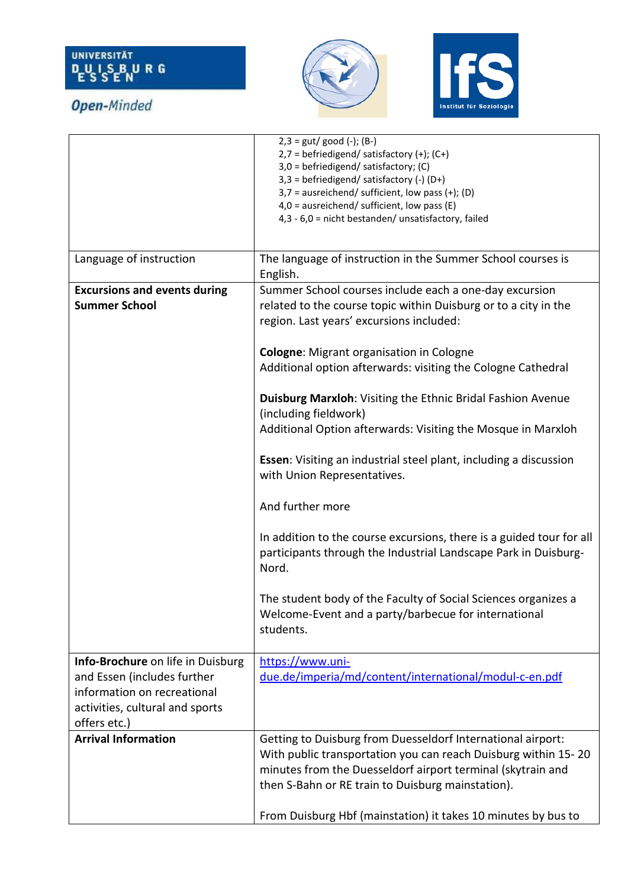| | |
|---|---|
| | 2,3 = gut/ good (-); (B-)<br>2,7 = befriedigend/ satisfactory (+); (C+)<br>3,0 = befriedigend/ satisfactory; (C)<br>3,3 = befriedigend/ satisfactory (-) (D+)<br>3,7 = ausreichend/ sufficient, low pass (+); (D)<br>4,0 = ausreichend/ sufficient, low pass (E)<br>4,3 - 6,0 = nicht bestanden/ unsatisfactory, failed |
| Language of instruction | The language of instruction in the Summer School courses is English. |
| **Excursions and events during Summer School** | Summer School courses include each a one-day excursion related to the course topic within Duisburg or to a city in the region. Last years' excursions included:<br><br>**Cologne**: Migrant organisation in Cologne<br>Additional option afterwards: visiting the Cologne Cathedral<br><br>**Duisburg Marxloh**: Visiting the Ethnic Bridal Fashion Avenue (including fieldwork)<br>Additional Option afterwards: Visiting the Mosque in Marxloh<br><br>**Essen**: Visiting an industrial steel plant, including a discussion with Union Representatives.<br><br>And further more<br><br>In addition to the course excursions, there is a guided tour for all participants through the Industrial Landscape Park in Duisburg-Nord.<br><br>The student body of the Faculty of Social Sciences organizes a Welcome-Event and a party/barbecue for international students. |
| **Info-Brochure** on life in Duisburg and Essen (includes further information on recreational activities, cultural and sports offers etc.) | https://www.uni-due.de/imperia/md/content/international/modul-c-en.pdf |
| **Arrival Information** | Getting to Duisburg from Duesseldorf International airport: With public transportation you can reach Duisburg within 15- 20 minutes from the Duesseldorf airport terminal (skytrain and then S-Bahn or RE train to Duisburg mainstation).<br><br>From Duisburg Hbf (mainstation) it takes 10 minutes by bus to |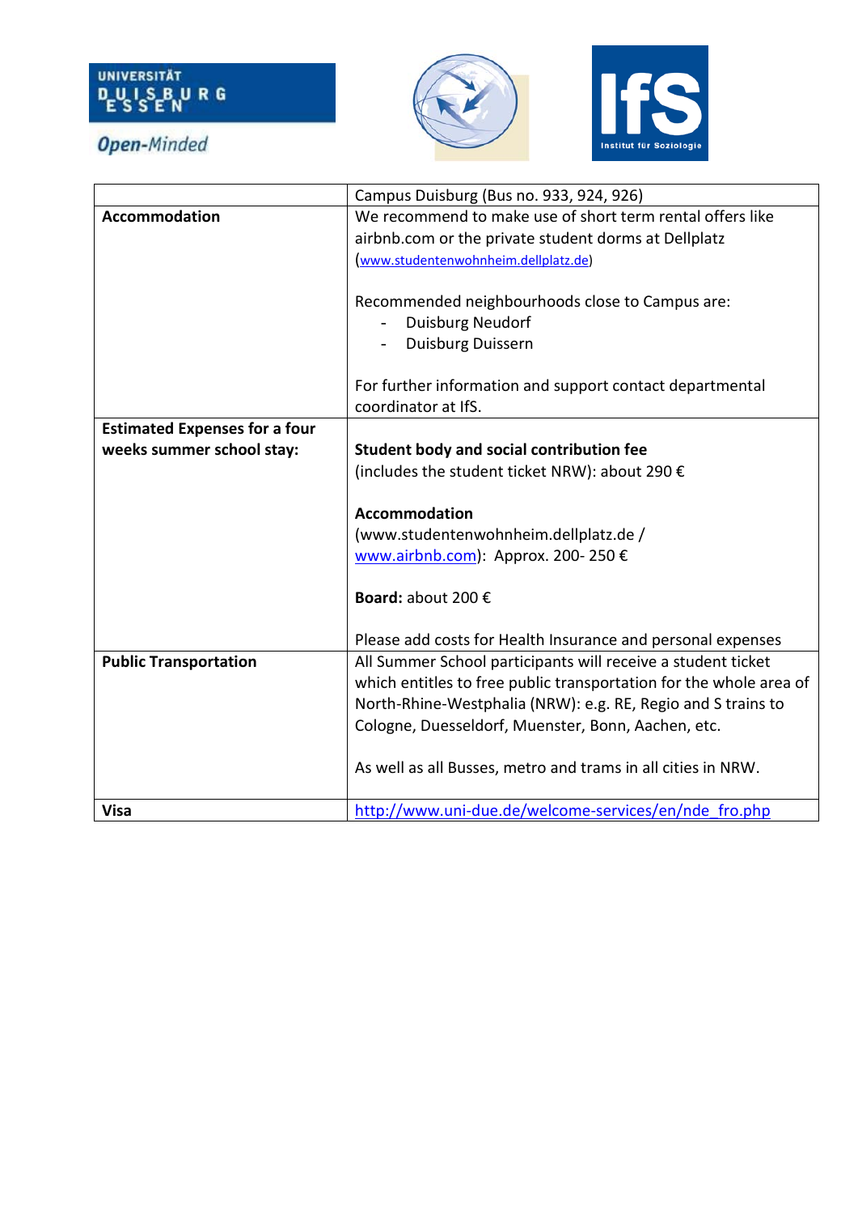| | |
|---|---|
| | Campus Duisburg (Bus no. 933, 924, 926) |
| **Accommodation** | We recommend to make use of short term rental offers like airbnb.com or the private student dorms at Dellplatz (www.studentenwohnheim.dellplatz.de)<br><br>Recommended neighbourhoods close to Campus are:<br>- Duisburg Neudorf<br>- Duisburg Duissern<br><br>For further information and support contact departmental coordinator at IfS. |
| **Estimated Expenses for a four weeks summer school stay:** | **Student body and social contribution fee** (includes the student ticket NRW): about 290 €<br><br>**Accommodation** (www.studentenwohnheim.dellplatz.de / www.airbnb.com): Approx. 200- 250 €<br><br>**Board:** about 200 €<br><br>Please add costs for Health Insurance and personal expenses |
| **Public Transportation** | All Summer School participants will receive a student ticket which entitles to free public transportation for the whole area of North-Rhine-Westphalia (NRW): e.g. RE, Regio and S trains to Cologne, Duesseldorf, Muenster, Bonn, Aachen, etc.<br><br>As well as all Busses, metro and trams in all cities in NRW. |
| **Visa** | http://www.uni-due.de/welcome-services/en/nde_fro.php |